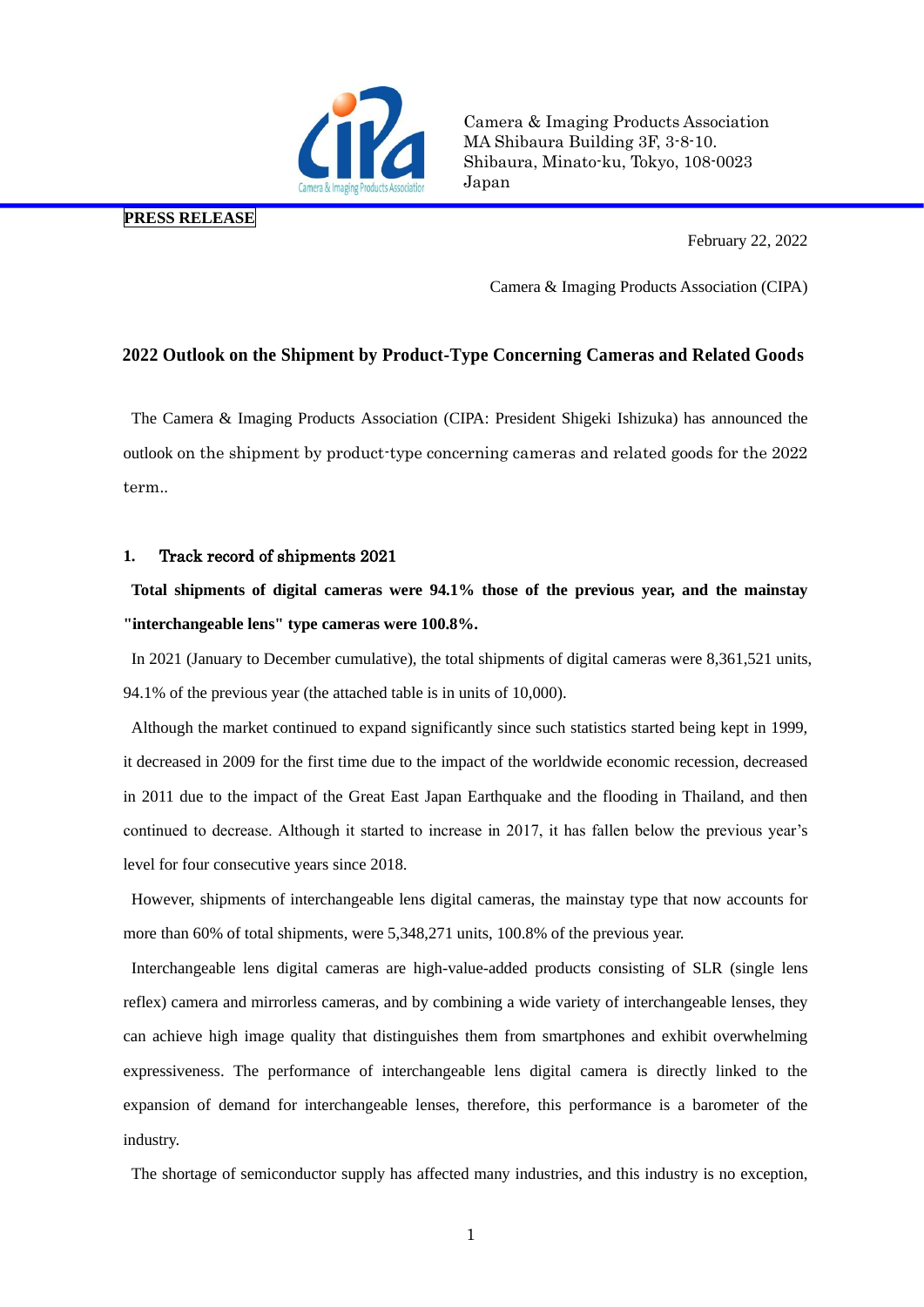Camera & Imaging Products Association
MA Shibaura Building 3F, 3-8-10.
Shibaura, Minato-ku, Tokyo, 108-0023
Japan

**PRESS RELEASE**

February 22, 2022

Camera & Imaging Products Association (CIPA)

## 2022 Outlook on the Shipment by Product-Type Concerning Cameras and Related Goods

The Camera & Imaging Products Association (CIPA: President Shigeki Ishizuka) has announced the outlook on the shipment by product-type concerning cameras and related goods for the 2022 term..

### 1. Track record of shipments 2021

**Total shipments of digital cameras were 94.1% those of the previous year, and the mainstay "interchangeable lens" type cameras were 100.8%.**

In 2021 (January to December cumulative), the total shipments of digital cameras were 8,361,521 units, 94.1% of the previous year (the attached table is in units of 10,000).

Although the market continued to expand significantly since such statistics started being kept in 1999, it decreased in 2009 for the first time due to the impact of the worldwide economic recession, decreased in 2011 due to the impact of the Great East Japan Earthquake and the flooding in Thailand, and then continued to decrease. Although it started to increase in 2017, it has fallen below the previous year's level for four consecutive years since 2018.

However, shipments of interchangeable lens digital cameras, the mainstay type that now accounts for more than 60% of total shipments, were 5,348,271 units, 100.8% of the previous year.

Interchangeable lens digital cameras are high-value-added products consisting of SLR (single lens reflex) camera and mirrorless cameras, and by combining a wide variety of interchangeable lenses, they can achieve high image quality that distinguishes them from smartphones and exhibit overwhelming expressiveness. The performance of interchangeable lens digital camera is directly linked to the expansion of demand for interchangeable lenses, therefore, this performance is a barometer of the industry.

The shortage of semiconductor supply has affected many industries, and this industry is no exception,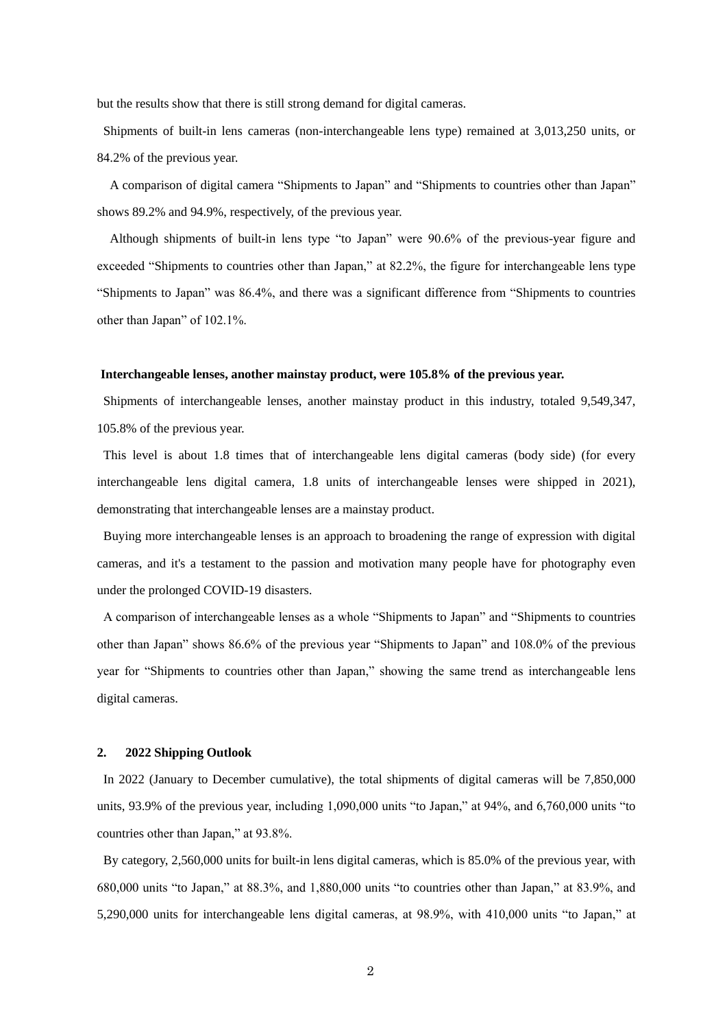but the results show that there is still strong demand for digital cameras.

Shipments of built-in lens cameras (non-interchangeable lens type) remained at 3,013,250 units, or 84.2% of the previous year.

A comparison of digital camera “Shipments to Japan” and “Shipments to countries other than Japan” shows 89.2% and 94.9%, respectively, of the previous year.

Although shipments of built-in lens type “to Japan” were 90.6% of the previous-year figure and exceeded “Shipments to countries other than Japan,” at 82.2%, the figure for interchangeable lens type “Shipments to Japan” was 86.4%, and there was a significant difference from “Shipments to countries other than Japan” of 102.1%.

**Interchangeable lenses, another mainstay product, were 105.8% of the previous year.**

Shipments of interchangeable lenses, another mainstay product in this industry, totaled 9,549,347, 105.8% of the previous year.

This level is about 1.8 times that of interchangeable lens digital cameras (body side) (for every interchangeable lens digital camera, 1.8 units of interchangeable lenses were shipped in 2021), demonstrating that interchangeable lenses are a mainstay product.

Buying more interchangeable lenses is an approach to broadening the range of expression with digital cameras, and it's a testament to the passion and motivation many people have for photography even under the prolonged COVID-19 disasters.

A comparison of interchangeable lenses as a whole “Shipments to Japan” and “Shipments to countries other than Japan” shows 86.6% of the previous year “Shipments to Japan” and 108.0% of the previous year for “Shipments to countries other than Japan,” showing the same trend as interchangeable lens digital cameras.

## 2. 2022 Shipping Outlook

In 2022 (January to December cumulative), the total shipments of digital cameras will be 7,850,000 units, 93.9% of the previous year, including 1,090,000 units “to Japan,” at 94%, and 6,760,000 units “to countries other than Japan,” at 93.8%.

By category, 2,560,000 units for built-in lens digital cameras, which is 85.0% of the previous year, with 680,000 units “to Japan,” at 88.3%, and 1,880,000 units “to countries other than Japan,” at 83.9%, and 5,290,000 units for interchangeable lens digital cameras, at 98.9%, with 410,000 units “to Japan,” at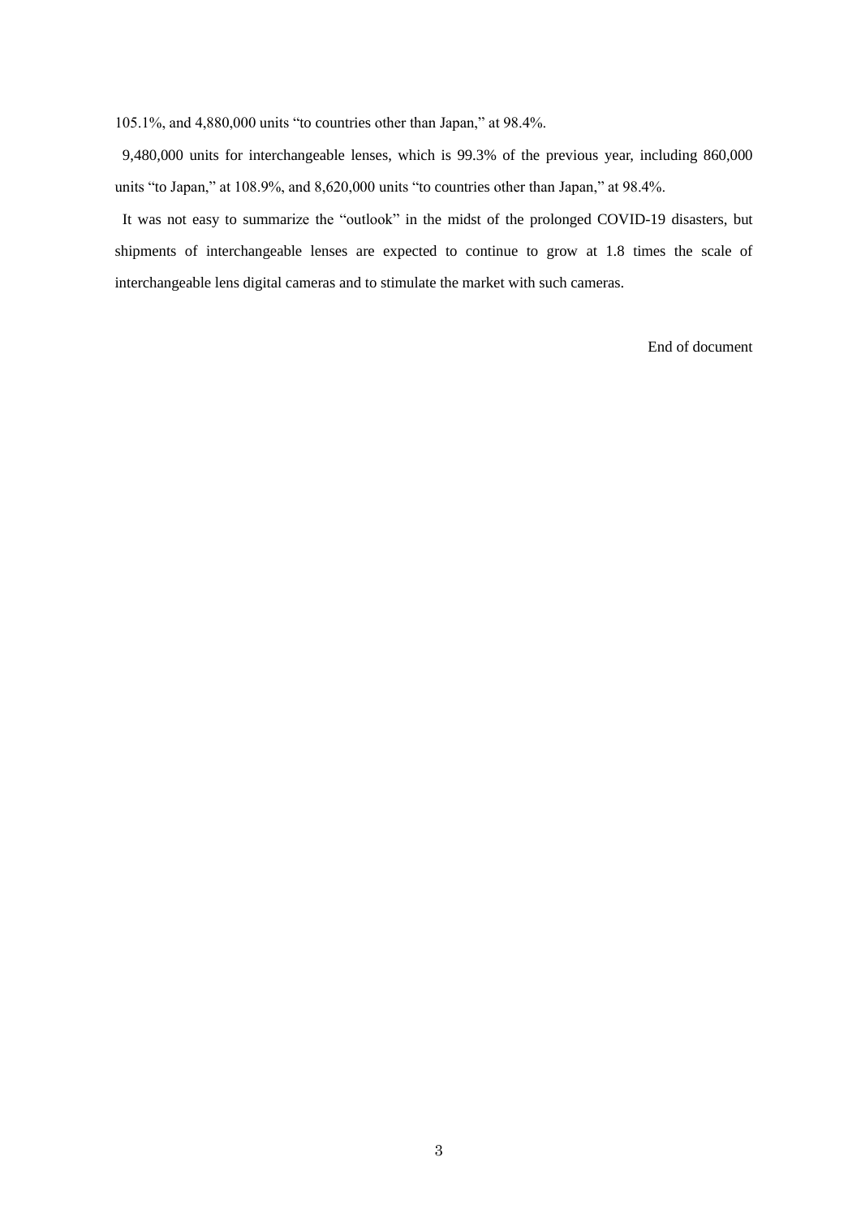105.1%, and 4,880,000 units “to countries other than Japan,” at 98.4%.

9,480,000 units for interchangeable lenses, which is 99.3% of the previous year, including 860,000 units “to Japan,” at 108.9%, and 8,620,000 units “to countries other than Japan,” at 98.4%.

It was not easy to summarize the “outlook” in the midst of the prolonged COVID-19 disasters, but shipments of interchangeable lenses are expected to continue to grow at 1.8 times the scale of interchangeable lens digital cameras and to stimulate the market with such cameras.

End of document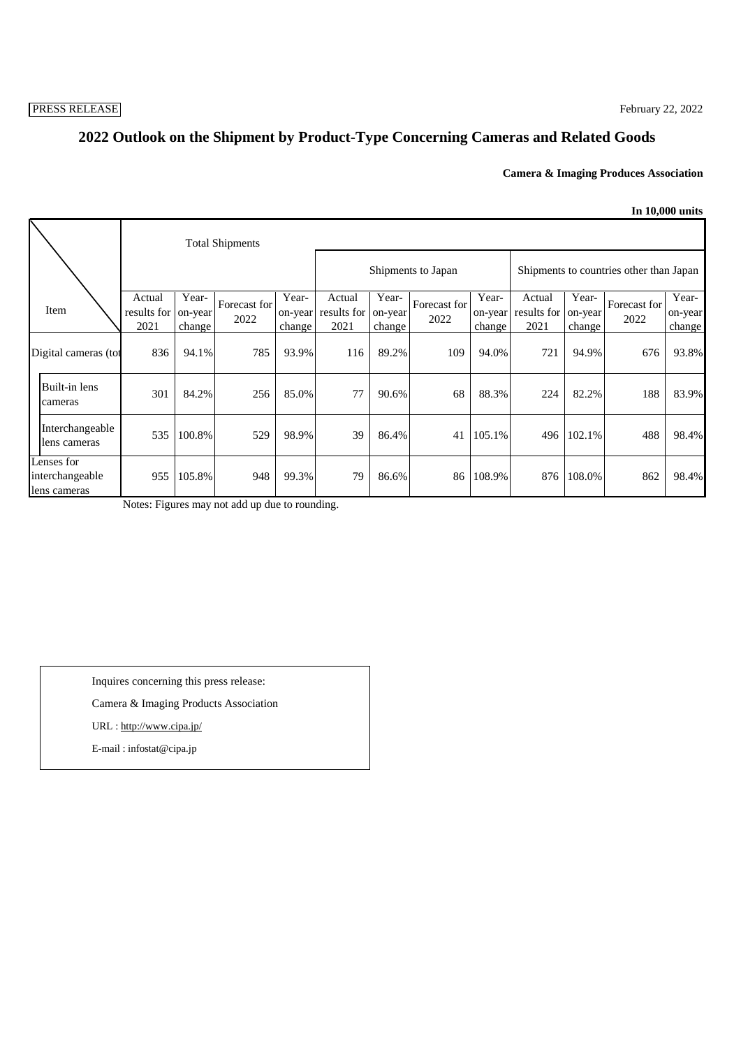PRESS RELEASE

February 22, 2022

# 2022 Outlook on the Shipment by Product-Type Concerning Cameras and Related Goods

**Camera & Imaging Produces Association**

**In 10,000 units**

| Item | Total Shipments | | | | Shipments to Japan | | | | Shipments to countries other than Japan | | | |
|---|---|---|---|---|---|---|---|---|---|---|---|---|
| | Actual results for 2021 | Year-on-year change | Forecast for 2022 | Year-on-year change | Actual results for 2021 | Year-on-year change | Forecast for 2022 | Year-on-year change | Actual results for 2021 | Year-on-year change | Forecast for 2022 | Year-on-year change |
| Digital cameras (tot | 836 | 94.1% | 785 | 93.9% | 116 | 89.2% | 109 | 94.0% | 721 | 94.9% | 676 | 93.8% |
| Built-in lens cameras | 301 | 84.2% | 256 | 85.0% | 77 | 90.6% | 68 | 88.3% | 224 | 82.2% | 188 | 83.9% |
| Interchangeable lens cameras | 535 | 100.8% | 529 | 98.9% | 39 | 86.4% | 41 | 105.1% | 496 | 102.1% | 488 | 98.4% |
| Lenses for interchangeable lens cameras | 955 | 105.8% | 948 | 99.3% | 79 | 86.6% | 86 | 108.9% | 876 | 108.0% | 862 | 98.4% |

Notes: Figures may not add up due to rounding.

Inquires concerning this press release:

Camera & Imaging Products Association

URL : http://www.cipa.jp/

E-mail : infostat@cipa.jp